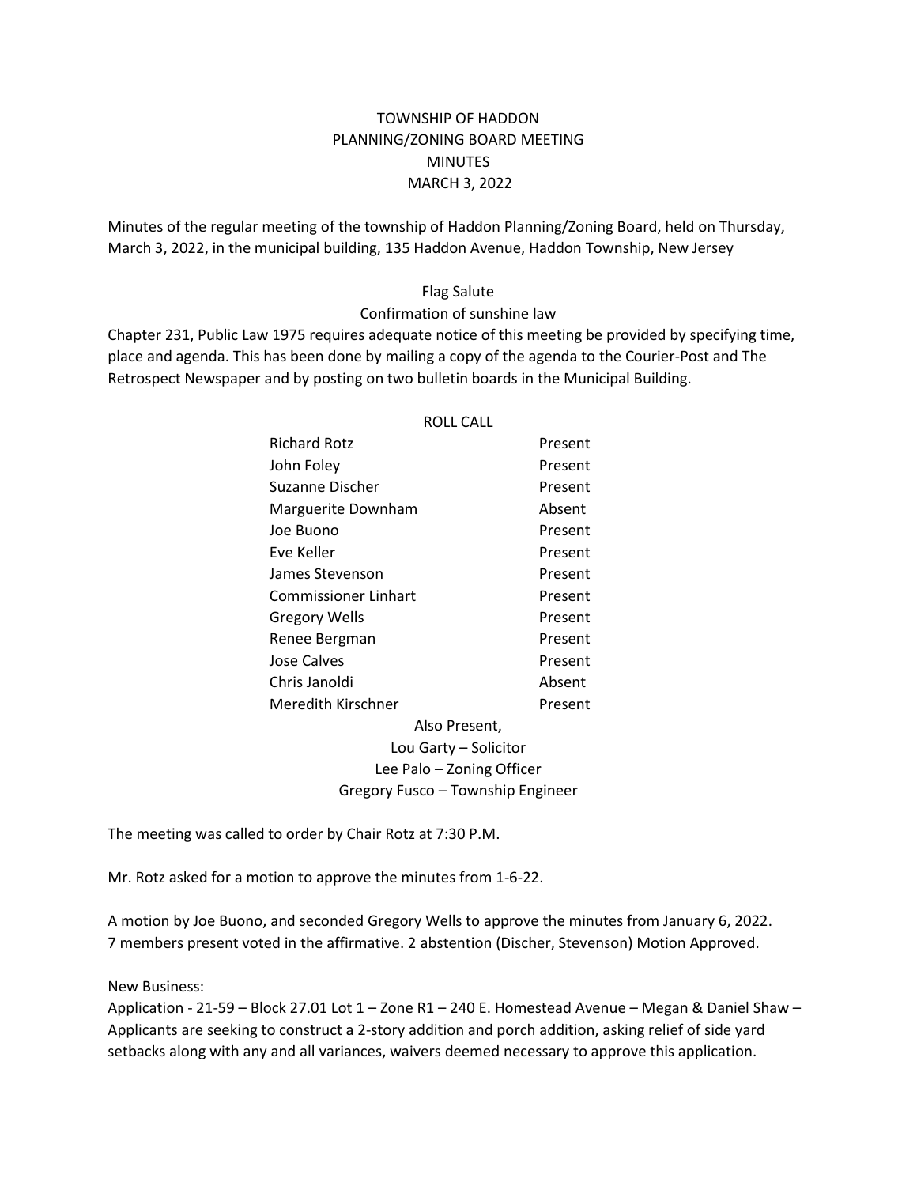# TOWNSHIP OF HADDON
## PLANNING/ZONING BOARD MEETING
## MINUTES
## MARCH 3, 2022

Minutes of the regular meeting of the township of Haddon Planning/Zoning Board, held on Thursday, March 3, 2022, in the municipal building, 135 Haddon Avenue, Haddon Township, New Jersey

Flag Salute

Confirmation of sunshine law

Chapter 231, Public Law 1975 requires adequate notice of this meeting be provided by specifying time, place and agenda. This has been done by mailing a copy of the agenda to the Courier-Post and The Retrospect Newspaper and by posting on two bulletin boards in the Municipal Building.

ROLL CALL

| Name | Status |
|---|---|
| Richard Rotz | Present |
| John Foley | Present |
| Suzanne Discher | Present |
| Marguerite Downham | Absent |
| Joe Buono | Present |
| Eve Keller | Present |
| James Stevenson | Present |
| Commissioner Linhart | Present |
| Gregory Wells | Present |
| Renee Bergman | Present |
| Jose Calves | Present |
| Chris Janoldi | Absent |
| Meredith Kirschner | Present |

Also Present,

Lou Garty – Solicitor

Lee Palo – Zoning Officer

Gregory Fusco – Township Engineer

The meeting was called to order by Chair Rotz at 7:30 P.M.

Mr. Rotz asked for a motion to approve the minutes from 1-6-22.

A motion by Joe Buono, and seconded Gregory Wells to approve the minutes from January 6, 2022. 7 members present voted in the affirmative. 2 abstention (Discher, Stevenson) Motion Approved.

New Business:

Application - 21-59 – Block 27.01 Lot 1 – Zone R1 – 240 E. Homestead Avenue – Megan & Daniel Shaw – Applicants are seeking to construct a 2-story addition and porch addition, asking relief of side yard setbacks along with any and all variances, waivers deemed necessary to approve this application.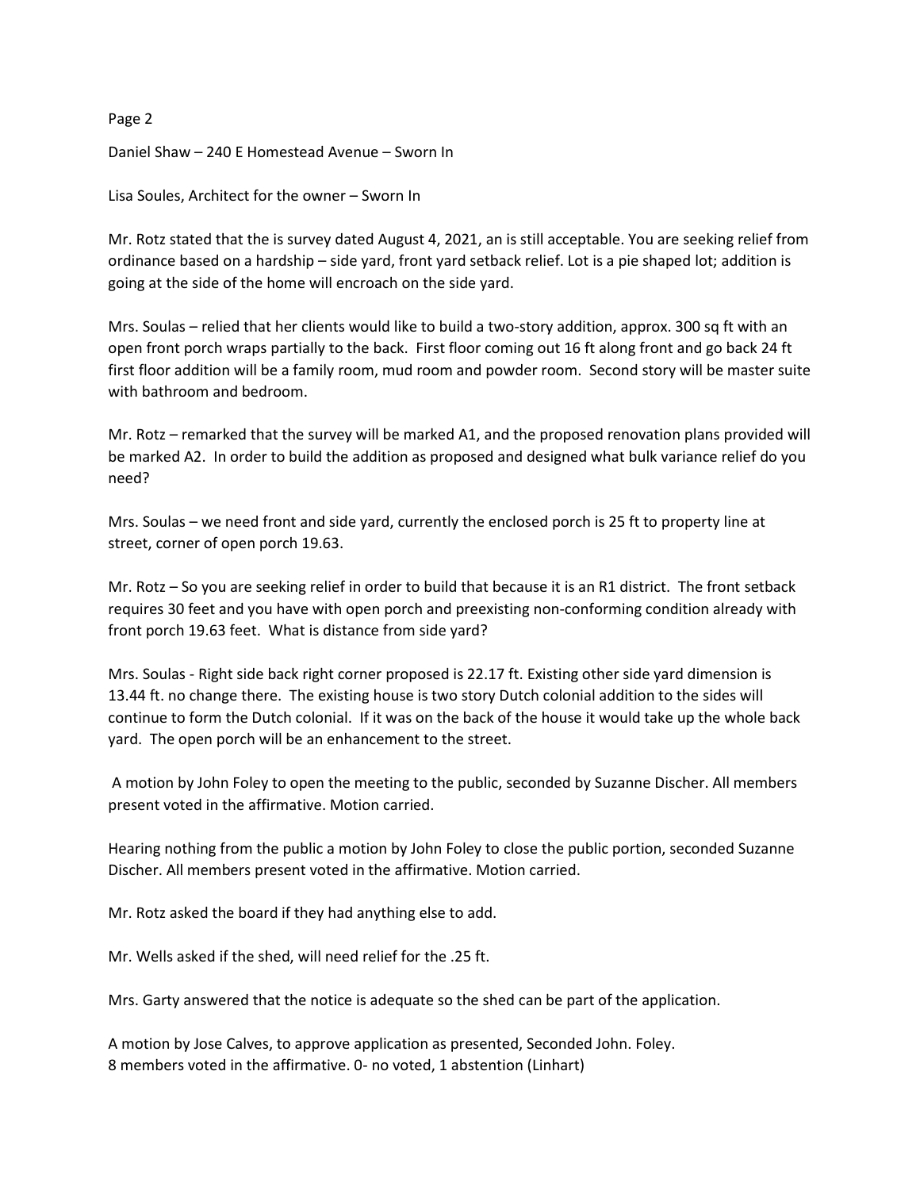Daniel Shaw – 240 E Homestead Avenue – Sworn In

Lisa Soules, Architect for the owner – Sworn In

Mr. Rotz stated that the is survey dated August 4, 2021, an is still acceptable. You are seeking relief from ordinance based on a hardship – side yard, front yard setback relief. Lot is a pie shaped lot; addition is going at the side of the home will encroach on the side yard.

Mrs. Soulas – relied that her clients would like to build a two-story addition, approx. 300 sq ft with an open front porch wraps partially to the back. First floor coming out 16 ft along front and go back 24 ft first floor addition will be a family room, mud room and powder room. Second story will be master suite with bathroom and bedroom.

Mr. Rotz – remarked that the survey will be marked A1, and the proposed renovation plans provided will be marked A2. In order to build the addition as proposed and designed what bulk variance relief do you need?

Mrs. Soulas – we need front and side yard, currently the enclosed porch is 25 ft to property line at street, corner of open porch 19.63.

Mr. Rotz – So you are seeking relief in order to build that because it is an R1 district. The front setback requires 30 feet and you have with open porch and preexisting non-conforming condition already with front porch 19.63 feet. What is distance from side yard?

Mrs. Soulas - Right side back right corner proposed is 22.17 ft. Existing other side yard dimension is 13.44 ft. no change there. The existing house is two story Dutch colonial addition to the sides will continue to form the Dutch colonial. If it was on the back of the house it would take up the whole back yard. The open porch will be an enhancement to the street.

A motion by John Foley to open the meeting to the public, seconded by Suzanne Discher. All members present voted in the affirmative. Motion carried.

Hearing nothing from the public a motion by John Foley to close the public portion, seconded Suzanne Discher. All members present voted in the affirmative. Motion carried.

Mr. Rotz asked the board if they had anything else to add.

Mr. Wells asked if the shed, will need relief for the .25 ft.

Mrs. Garty answered that the notice is adequate so the shed can be part of the application.

A motion by Jose Calves, to approve application as presented, Seconded John. Foley.
8 members voted in the affirmative. 0- no voted, 1 abstention (Linhart)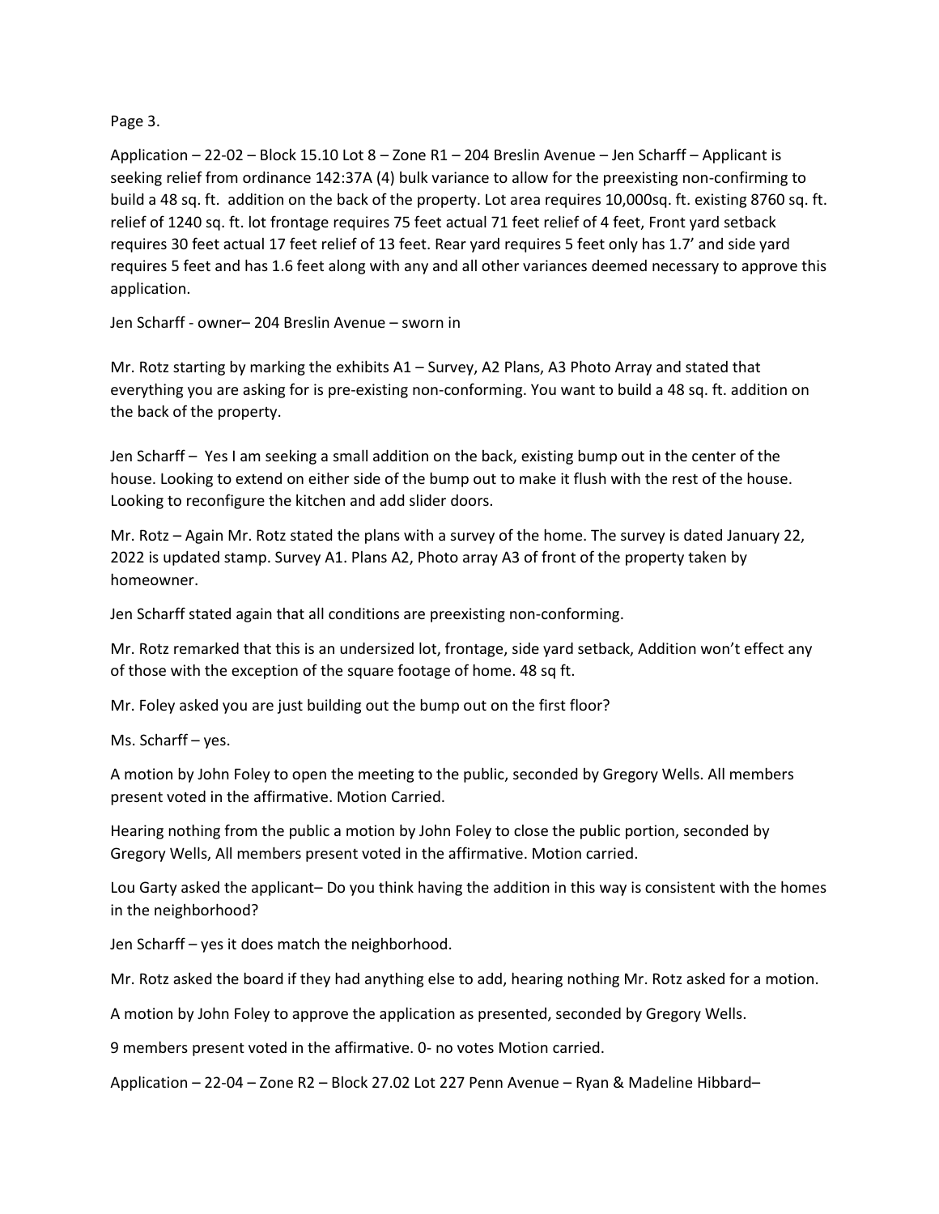Page 3.

Application – 22-02 – Block 15.10 Lot 8 – Zone R1 – 204 Breslin Avenue – Jen Scharff – Applicant is seeking relief from ordinance 142:37A (4) bulk variance to allow for the preexisting non-confirming to build a 48 sq. ft. addition on the back of the property. Lot area requires 10,000sq. ft. existing 8760 sq. ft. relief of 1240 sq. ft. lot frontage requires 75 feet actual 71 feet relief of 4 feet, Front yard setback requires 30 feet actual 17 feet relief of 13 feet. Rear yard requires 5 feet only has 1.7' and side yard requires 5 feet and has 1.6 feet along with any and all other variances deemed necessary to approve this application.

Jen Scharff - owner– 204 Breslin Avenue – sworn in

Mr. Rotz starting by marking the exhibits A1 – Survey, A2 Plans, A3 Photo Array and stated that everything you are asking for is pre-existing non-conforming. You want to build a 48 sq. ft. addition on the back of the property.

Jen Scharff – Yes I am seeking a small addition on the back, existing bump out in the center of the house. Looking to extend on either side of the bump out to make it flush with the rest of the house. Looking to reconfigure the kitchen and add slider doors.

Mr. Rotz – Again Mr. Rotz stated the plans with a survey of the home. The survey is dated January 22, 2022 is updated stamp. Survey A1. Plans A2, Photo array A3 of front of the property taken by homeowner.

Jen Scharff stated again that all conditions are preexisting non-conforming.

Mr. Rotz remarked that this is an undersized lot, frontage, side yard setback, Addition won't effect any of those with the exception of the square footage of home. 48 sq ft.

Mr. Foley asked you are just building out the bump out on the first floor?

Ms. Scharff – yes.

A motion by John Foley to open the meeting to the public, seconded by Gregory Wells. All members present voted in the affirmative. Motion Carried.

Hearing nothing from the public a motion by John Foley to close the public portion, seconded by Gregory Wells, All members present voted in the affirmative. Motion carried.

Lou Garty asked the applicant– Do you think having the addition in this way is consistent with the homes in the neighborhood?

Jen Scharff – yes it does match the neighborhood.

Mr. Rotz asked the board if they had anything else to add, hearing nothing Mr. Rotz asked for a motion.

A motion by John Foley to approve the application as presented, seconded by Gregory Wells.

9 members present voted in the affirmative. 0- no votes Motion carried.

Application – 22-04 – Zone R2 – Block 27.02 Lot 227 Penn Avenue – Ryan & Madeline Hibbard–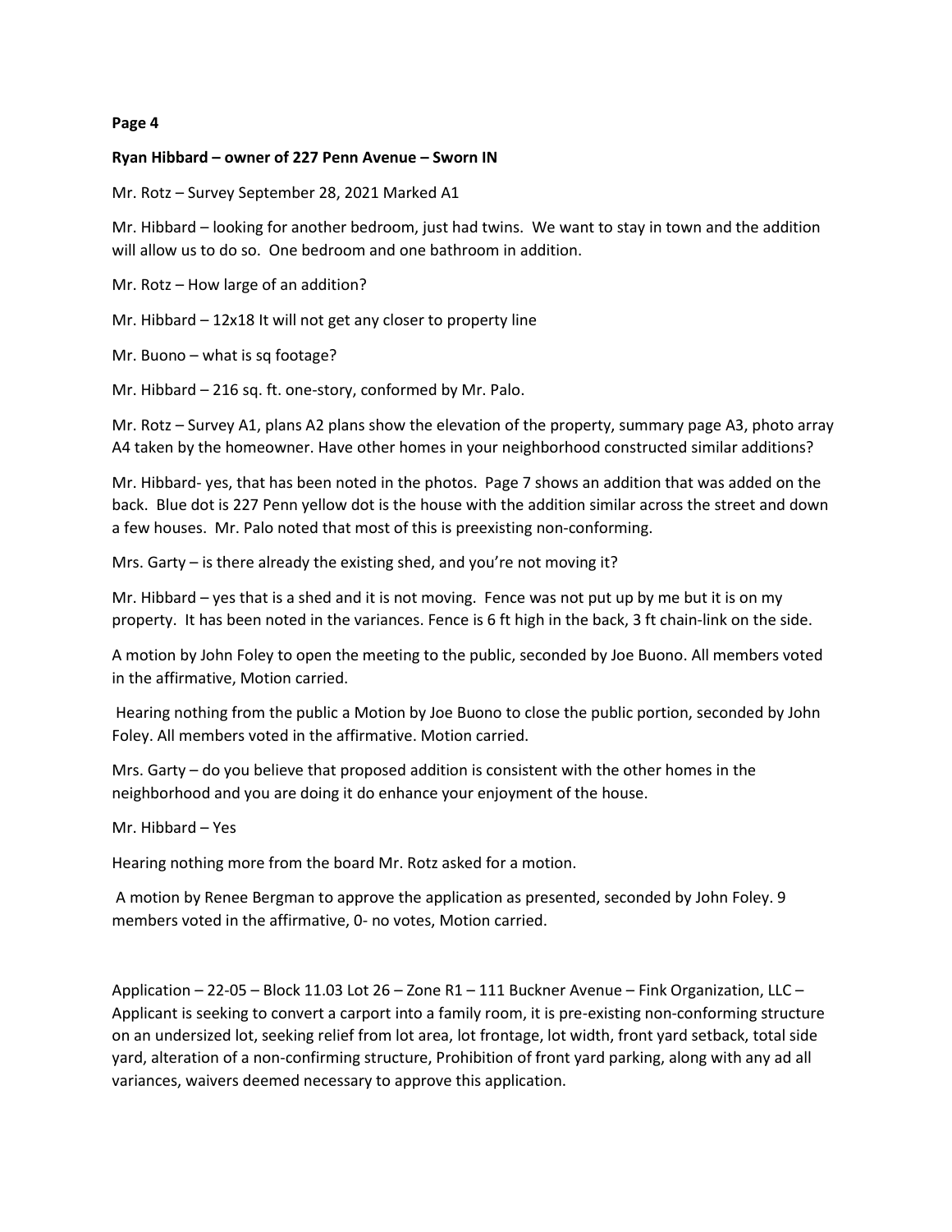**Page 4**

**Ryan Hibbard – owner of 227 Penn Avenue – Sworn IN**

Mr. Rotz – Survey September 28, 2021 Marked A1

Mr. Hibbard – looking for another bedroom, just had twins. We want to stay in town and the addition will allow us to do so. One bedroom and one bathroom in addition.

Mr. Rotz – How large of an addition?

Mr. Hibbard – 12x18 It will not get any closer to property line

Mr. Buono – what is sq footage?

Mr. Hibbard – 216 sq. ft. one-story, conformed by Mr. Palo.

Mr. Rotz – Survey A1, plans A2 plans show the elevation of the property, summary page A3, photo array A4 taken by the homeowner. Have other homes in your neighborhood constructed similar additions?

Mr. Hibbard- yes, that has been noted in the photos. Page 7 shows an addition that was added on the back. Blue dot is 227 Penn yellow dot is the house with the addition similar across the street and down a few houses. Mr. Palo noted that most of this is preexisting non-conforming.

Mrs. Garty – is there already the existing shed, and you're not moving it?

Mr. Hibbard – yes that is a shed and it is not moving. Fence was not put up by me but it is on my property. It has been noted in the variances. Fence is 6 ft high in the back, 3 ft chain-link on the side.

A motion by John Foley to open the meeting to the public, seconded by Joe Buono. All members voted in the affirmative, Motion carried.

Hearing nothing from the public a Motion by Joe Buono to close the public portion, seconded by John Foley. All members voted in the affirmative. Motion carried.

Mrs. Garty – do you believe that proposed addition is consistent with the other homes in the neighborhood and you are doing it do enhance your enjoyment of the house.

Mr. Hibbard – Yes

Hearing nothing more from the board Mr. Rotz asked for a motion.

A motion by Renee Bergman to approve the application as presented, seconded by John Foley. 9 members voted in the affirmative, 0- no votes, Motion carried.

Application – 22-05 – Block 11.03 Lot 26 – Zone R1 – 111 Buckner Avenue – Fink Organization, LLC – Applicant is seeking to convert a carport into a family room, it is pre-existing non-conforming structure on an undersized lot, seeking relief from lot area, lot frontage, lot width, front yard setback, total side yard, alteration of a non-confirming structure, Prohibition of front yard parking, along with any ad all variances, waivers deemed necessary to approve this application.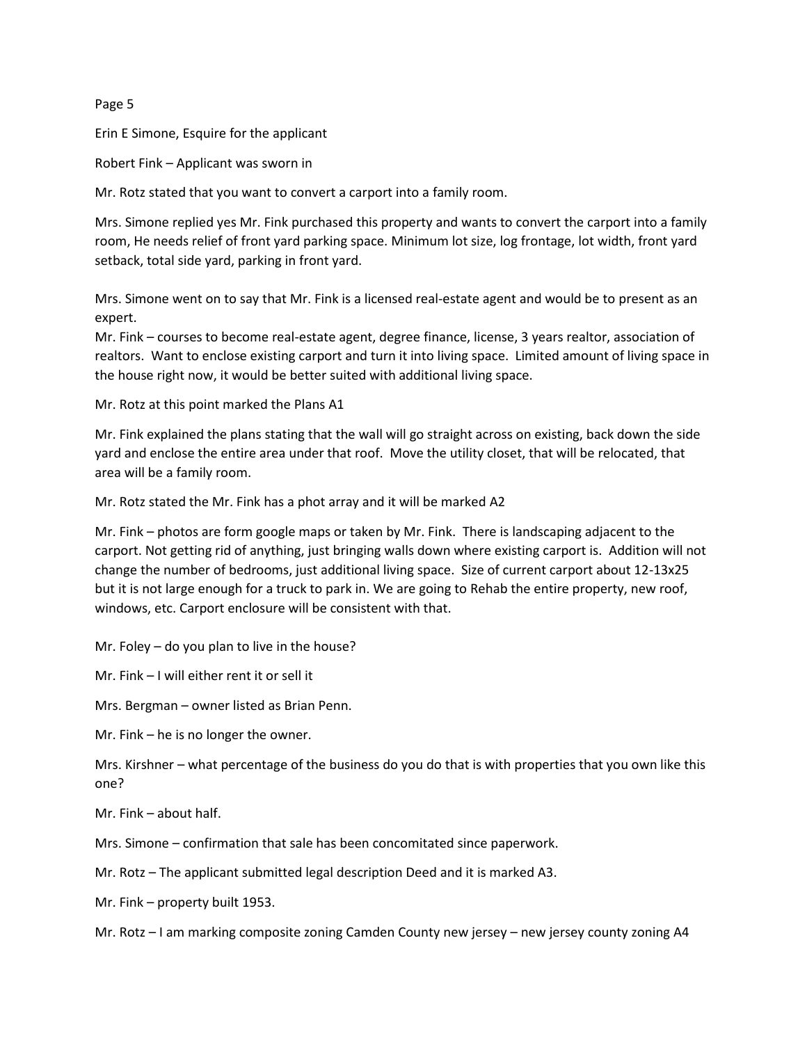Erin E Simone, Esquire for the applicant

Robert Fink – Applicant was sworn in

Mr. Rotz stated that you want to convert a carport into a family room.

Mrs. Simone replied yes Mr. Fink purchased this property and wants to convert the carport into a family room, He needs relief of front yard parking space. Minimum lot size, log frontage, lot width, front yard setback, total side yard, parking in front yard.

Mrs. Simone went on to say that Mr. Fink is a licensed real-estate agent and would be to present as an expert.

Mr. Fink – courses to become real-estate agent, degree finance, license, 3 years realtor, association of realtors. Want to enclose existing carport and turn it into living space. Limited amount of living space in the house right now, it would be better suited with additional living space.

Mr. Rotz at this point marked the Plans A1

Mr. Fink explained the plans stating that the wall will go straight across on existing, back down the side yard and enclose the entire area under that roof. Move the utility closet, that will be relocated, that area will be a family room.

Mr. Rotz stated the Mr. Fink has a phot array and it will be marked A2

Mr. Fink – photos are form google maps or taken by Mr. Fink. There is landscaping adjacent to the carport. Not getting rid of anything, just bringing walls down where existing carport is. Addition will not change the number of bedrooms, just additional living space. Size of current carport about 12-13x25 but it is not large enough for a truck to park in. We are going to Rehab the entire property, new roof, windows, etc. Carport enclosure will be consistent with that.

Mr. Foley – do you plan to live in the house?

Mr. Fink – I will either rent it or sell it

Mrs. Bergman – owner listed as Brian Penn.

Mr. Fink – he is no longer the owner.

Mrs. Kirshner – what percentage of the business do you do that is with properties that you own like this one?

Mr. Fink – about half.

Mrs. Simone – confirmation that sale has been concomitated since paperwork.

Mr. Rotz – The applicant submitted legal description Deed and it is marked A3.

Mr. Fink – property built 1953.

Mr. Rotz – I am marking composite zoning Camden County new jersey – new jersey county zoning A4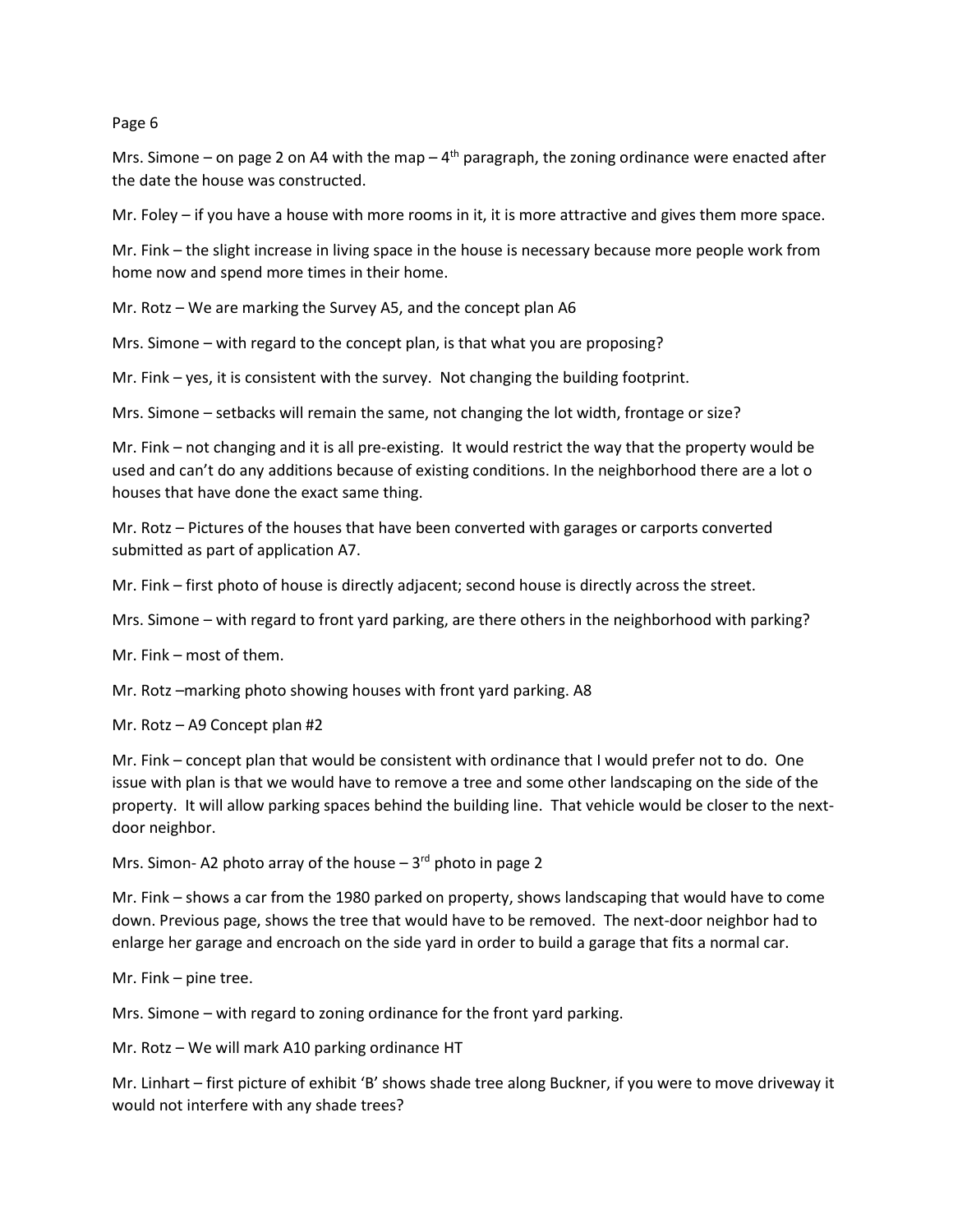Mrs. Simone – on page 2 on A4 with the map – 4th paragraph, the zoning ordinance were enacted after the date the house was constructed.

Mr. Foley – if you have a house with more rooms in it, it is more attractive and gives them more space.

Mr. Fink – the slight increase in living space in the house is necessary because more people work from home now and spend more times in their home.

Mr. Rotz – We are marking the Survey A5, and the concept plan A6

Mrs. Simone – with regard to the concept plan, is that what you are proposing?

Mr. Fink – yes, it is consistent with the survey. Not changing the building footprint.

Mrs. Simone – setbacks will remain the same, not changing the lot width, frontage or size?

Mr. Fink – not changing and it is all pre-existing. It would restrict the way that the property would be used and can't do any additions because of existing conditions. In the neighborhood there are a lot o houses that have done the exact same thing.

Mr. Rotz – Pictures of the houses that have been converted with garages or carports converted submitted as part of application A7.

Mr. Fink – first photo of house is directly adjacent; second house is directly across the street.

Mrs. Simone – with regard to front yard parking, are there others in the neighborhood with parking?

Mr. Fink – most of them.

Mr. Rotz –marking photo showing houses with front yard parking. A8

Mr. Rotz – A9 Concept plan #2

Mr. Fink – concept plan that would be consistent with ordinance that I would prefer not to do. One issue with plan is that we would have to remove a tree and some other landscaping on the side of the property. It will allow parking spaces behind the building line. That vehicle would be closer to the next-door neighbor.

Mrs. Simon- A2 photo array of the house – 3rd photo in page 2

Mr. Fink – shows a car from the 1980 parked on property, shows landscaping that would have to come down. Previous page, shows the tree that would have to be removed. The next-door neighbor had to enlarge her garage and encroach on the side yard in order to build a garage that fits a normal car.

Mr. Fink – pine tree.

Mrs. Simone – with regard to zoning ordinance for the front yard parking.

Mr. Rotz – We will mark A10 parking ordinance HT

Mr. Linhart – first picture of exhibit 'B' shows shade tree along Buckner, if you were to move driveway it would not interfere with any shade trees?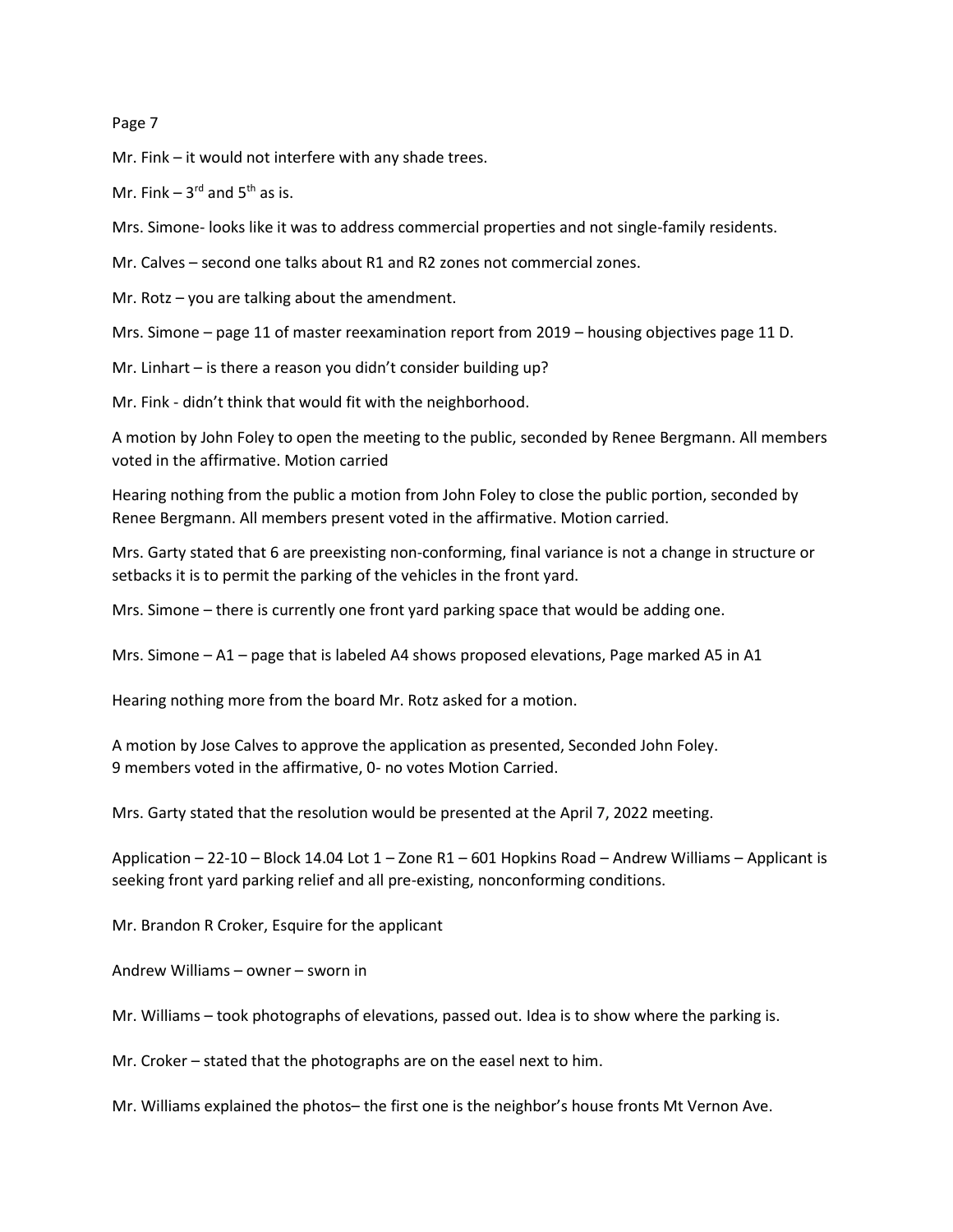Mr. Fink – it would not interfere with any shade trees.

Mr. Fink – 3rd and 5th as is.

Mrs. Simone- looks like it was to address commercial properties and not single-family residents.

Mr. Calves – second one talks about R1 and R2 zones not commercial zones.

Mr. Rotz – you are talking about the amendment.

Mrs. Simone – page 11 of master reexamination report from 2019 – housing objectives page 11 D.

Mr. Linhart – is there a reason you didn't consider building up?

Mr. Fink - didn't think that would fit with the neighborhood.

A motion by John Foley to open the meeting to the public, seconded by Renee Bergmann. All members voted in the affirmative. Motion carried

Hearing nothing from the public a motion from John Foley to close the public portion, seconded by Renee Bergmann. All members present voted in the affirmative. Motion carried.

Mrs. Garty stated that 6 are preexisting non-conforming, final variance is not a change in structure or setbacks it is to permit the parking of the vehicles in the front yard.

Mrs. Simone – there is currently one front yard parking space that would be adding one.

Mrs. Simone – A1 – page that is labeled A4 shows proposed elevations, Page marked A5 in A1

Hearing nothing more from the board Mr. Rotz asked for a motion.

A motion by Jose Calves to approve the application as presented, Seconded John Foley.
9 members voted in the affirmative, 0- no votes Motion Carried.

Mrs. Garty stated that the resolution would be presented at the April 7, 2022 meeting.

Application – 22-10 – Block 14.04 Lot 1 – Zone R1 – 601 Hopkins Road – Andrew Williams – Applicant is seeking front yard parking relief and all pre-existing, nonconforming conditions.

Mr. Brandon R Croker, Esquire for the applicant

Andrew Williams – owner – sworn in

Mr. Williams – took photographs of elevations, passed out. Idea is to show where the parking is.

Mr. Croker – stated that the photographs are on the easel next to him.

Mr. Williams explained the photos– the first one is the neighbor's house fronts Mt Vernon Ave.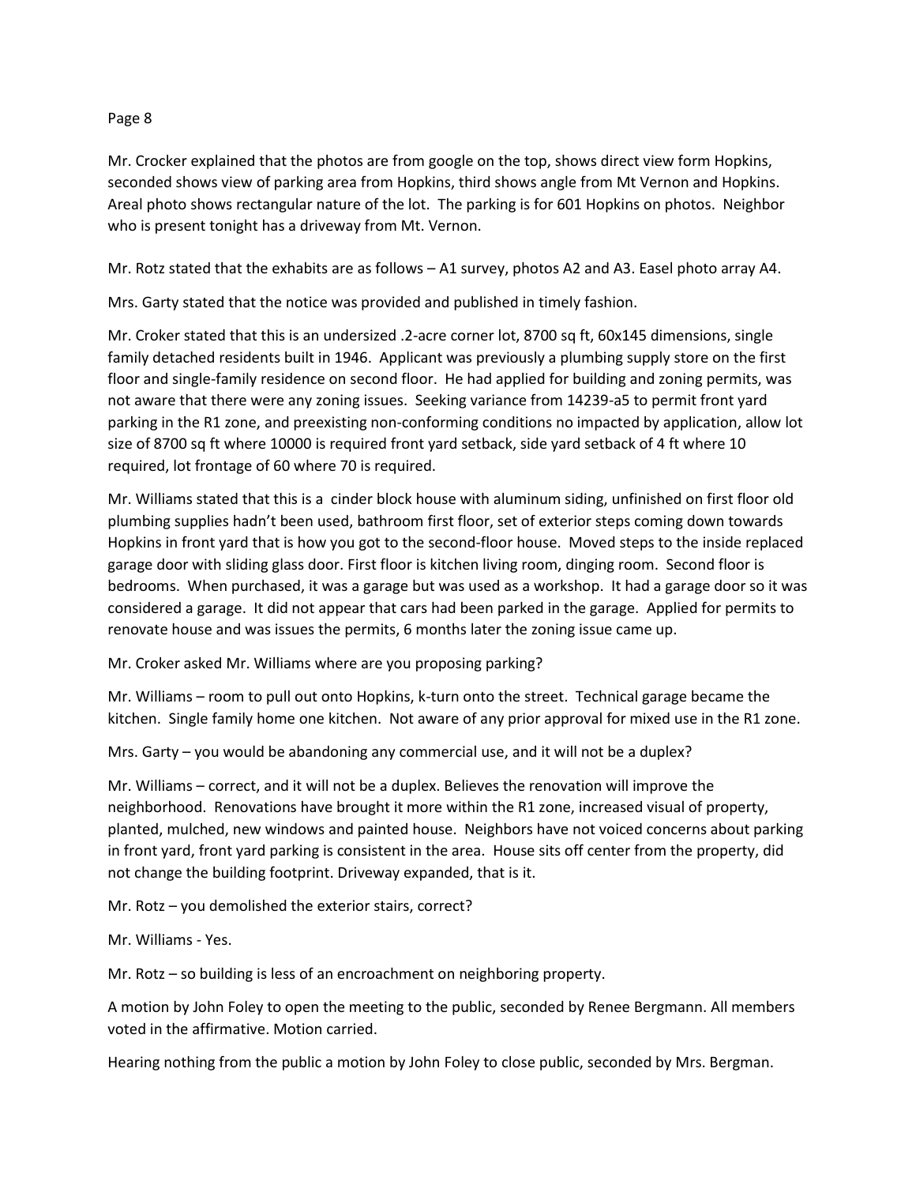Mr. Crocker explained that the photos are from google on the top, shows direct view form Hopkins, seconded shows view of parking area from Hopkins, third shows angle from Mt Vernon and Hopkins. Areal photo shows rectangular nature of the lot. The parking is for 601 Hopkins on photos. Neighbor who is present tonight has a driveway from Mt. Vernon.

Mr. Rotz stated that the exhibits are as follows – A1 survey, photos A2 and A3. Easel photo array A4.

Mrs. Garty stated that the notice was provided and published in timely fashion.

Mr. Croker stated that this is an undersized .2-acre corner lot, 8700 sq ft, 60x145 dimensions, single family detached residents built in 1946. Applicant was previously a plumbing supply store on the first floor and single-family residence on second floor. He had applied for building and zoning permits, was not aware that there were any zoning issues. Seeking variance from 14239-a5 to permit front yard parking in the R1 zone, and preexisting non-conforming conditions no impacted by application, allow lot size of 8700 sq ft where 10000 is required front yard setback, side yard setback of 4 ft where 10 required, lot frontage of 60 where 70 is required.

Mr. Williams stated that this is a cinder block house with aluminum siding, unfinished on first floor old plumbing supplies hadn't been used, bathroom first floor, set of exterior steps coming down towards Hopkins in front yard that is how you got to the second-floor house. Moved steps to the inside replaced garage door with sliding glass door. First floor is kitchen living room, dinging room. Second floor is bedrooms. When purchased, it was a garage but was used as a workshop. It had a garage door so it was considered a garage. It did not appear that cars had been parked in the garage. Applied for permits to renovate house and was issues the permits, 6 months later the zoning issue came up.

Mr. Croker asked Mr. Williams where are you proposing parking?

Mr. Williams – room to pull out onto Hopkins, k-turn onto the street. Technical garage became the kitchen. Single family home one kitchen. Not aware of any prior approval for mixed use in the R1 zone.

Mrs. Garty – you would be abandoning any commercial use, and it will not be a duplex?

Mr. Williams – correct, and it will not be a duplex. Believes the renovation will improve the neighborhood. Renovations have brought it more within the R1 zone, increased visual of property, planted, mulched, new windows and painted house. Neighbors have not voiced concerns about parking in front yard, front yard parking is consistent in the area. House sits off center from the property, did not change the building footprint. Driveway expanded, that is it.

Mr. Rotz – you demolished the exterior stairs, correct?

Mr. Williams - Yes.

Mr. Rotz – so building is less of an encroachment on neighboring property.

A motion by John Foley to open the meeting to the public, seconded by Renee Bergmann. All members voted in the affirmative. Motion carried.

Hearing nothing from the public a motion by John Foley to close public, seconded by Mrs. Bergman.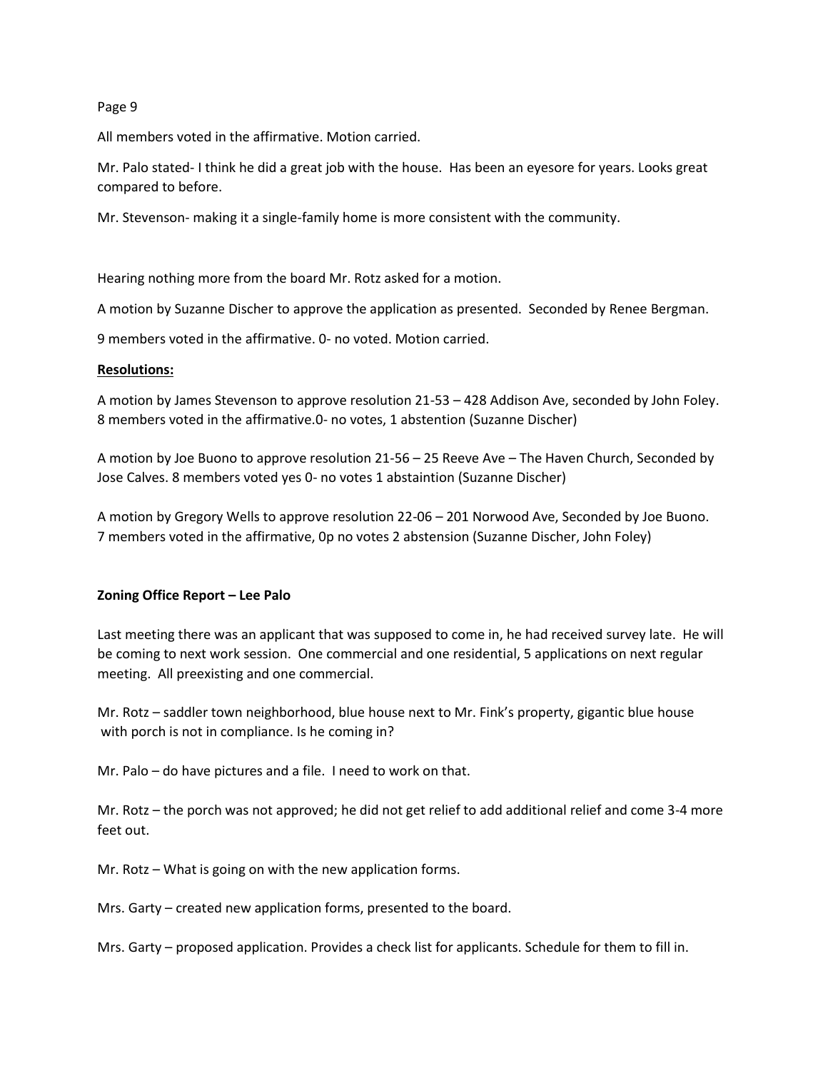All members voted in the affirmative. Motion carried.

Mr. Palo stated- I think he did a great job with the house. Has been an eyesore for years. Looks great compared to before.

Mr. Stevenson- making it a single-family home is more consistent with the community.

Hearing nothing more from the board Mr. Rotz asked for a motion.

A motion by Suzanne Discher to approve the application as presented. Seconded by Renee Bergman.

9 members voted in the affirmative. 0- no voted. Motion carried.

**Resolutions:**

A motion by James Stevenson to approve resolution 21-53 – 428 Addison Ave, seconded by John Foley. 8 members voted in the affirmative.0- no votes, 1 abstention (Suzanne Discher)

A motion by Joe Buono to approve resolution 21-56 – 25 Reeve Ave – The Haven Church, Seconded by Jose Calves. 8 members voted yes 0- no votes 1 abstaintion (Suzanne Discher)

A motion by Gregory Wells to approve resolution 22-06 – 201 Norwood Ave, Seconded by Joe Buono. 7 members voted in the affirmative, 0p no votes 2 abstension (Suzanne Discher, John Foley)

**Zoning Office Report – Lee Palo**

Last meeting there was an applicant that was supposed to come in, he had received survey late. He will be coming to next work session. One commercial and one residential, 5 applications on next regular meeting. All preexisting and one commercial.

Mr. Rotz – saddler town neighborhood, blue house next to Mr. Fink's property, gigantic blue house with porch is not in compliance. Is he coming in?

Mr. Palo – do have pictures and a file. I need to work on that.

Mr. Rotz – the porch was not approved; he did not get relief to add additional relief and come 3-4 more feet out.

Mr. Rotz – What is going on with the new application forms.

Mrs. Garty – created new application forms, presented to the board.

Mrs. Garty – proposed application. Provides a check list for applicants. Schedule for them to fill in.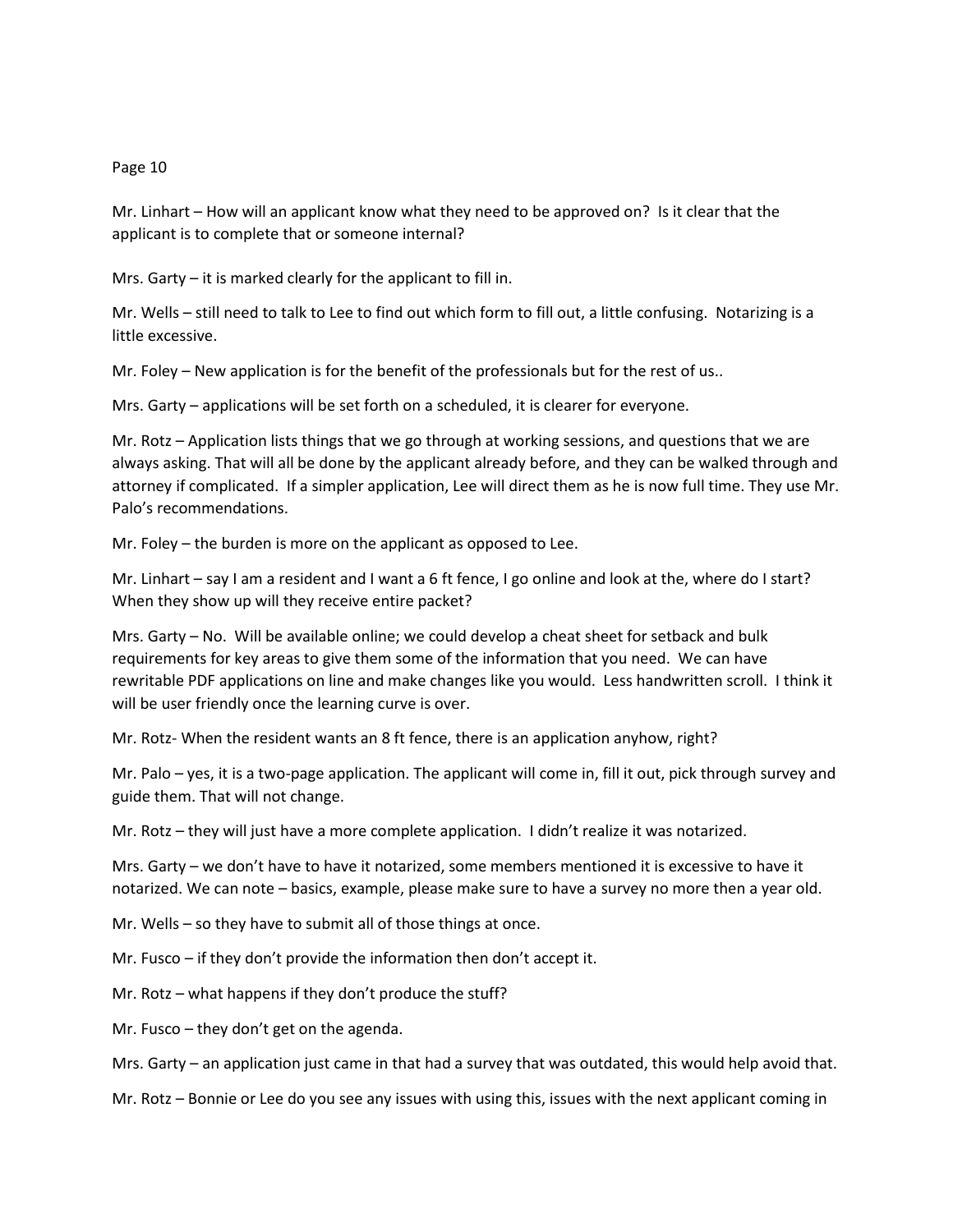Mr. Linhart – How will an applicant know what they need to be approved on? Is it clear that the applicant is to complete that or someone internal?

Mrs. Garty – it is marked clearly for the applicant to fill in.

Mr. Wells – still need to talk to Lee to find out which form to fill out, a little confusing. Notarizing is a little excessive.

Mr. Foley – New application is for the benefit of the professionals but for the rest of us..

Mrs. Garty – applications will be set forth on a scheduled, it is clearer for everyone.

Mr. Rotz – Application lists things that we go through at working sessions, and questions that we are always asking. That will all be done by the applicant already before, and they can be walked through and attorney if complicated. If a simpler application, Lee will direct them as he is now full time. They use Mr. Palo's recommendations.

Mr. Foley – the burden is more on the applicant as opposed to Lee.

Mr. Linhart – say I am a resident and I want a 6 ft fence, I go online and look at the, where do I start? When they show up will they receive entire packet?

Mrs. Garty – No. Will be available online; we could develop a cheat sheet for setback and bulk requirements for key areas to give them some of the information that you need. We can have rewritable PDF applications on line and make changes like you would. Less handwritten scroll. I think it will be user friendly once the learning curve is over.

Mr. Rotz- When the resident wants an 8 ft fence, there is an application anyhow, right?

Mr. Palo – yes, it is a two-page application. The applicant will come in, fill it out, pick through survey and guide them. That will not change.

Mr. Rotz – they will just have a more complete application. I didn't realize it was notarized.

Mrs. Garty – we don't have to have it notarized, some members mentioned it is excessive to have it notarized. We can note – basics, example, please make sure to have a survey no more then a year old.

Mr. Wells – so they have to submit all of those things at once.

Mr. Fusco – if they don't provide the information then don't accept it.

Mr. Rotz – what happens if they don't produce the stuff?

Mr. Fusco – they don't get on the agenda.

Mrs. Garty – an application just came in that had a survey that was outdated, this would help avoid that.

Mr. Rotz – Bonnie or Lee do you see any issues with using this, issues with the next applicant coming in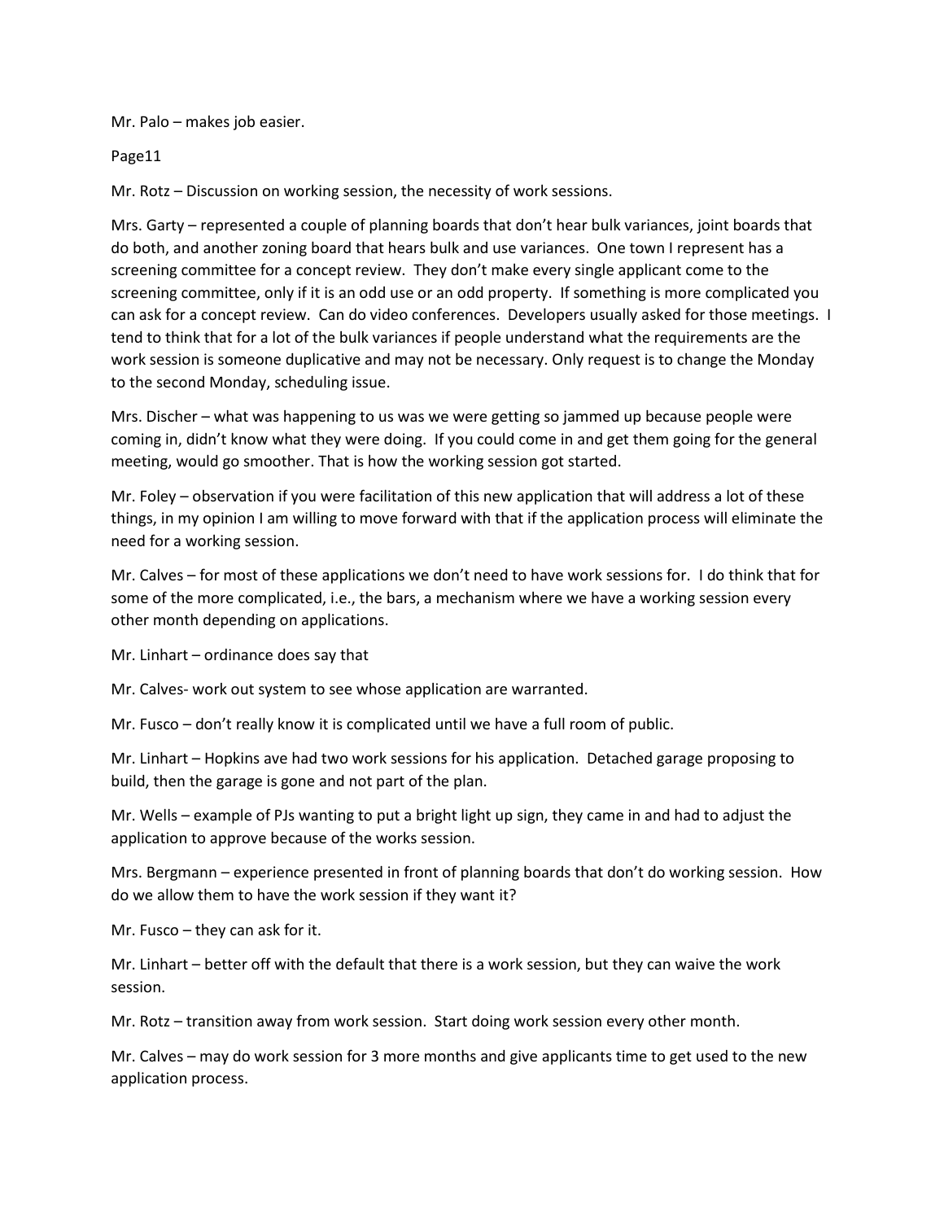Mr. Palo – makes job easier.

Page11

Mr. Rotz – Discussion on working session, the necessity of work sessions.

Mrs. Garty – represented a couple of planning boards that don't hear bulk variances, joint boards that do both, and another zoning board that hears bulk and use variances. One town I represent has a screening committee for a concept review. They don't make every single applicant come to the screening committee, only if it is an odd use or an odd property. If something is more complicated you can ask for a concept review. Can do video conferences. Developers usually asked for those meetings. I tend to think that for a lot of the bulk variances if people understand what the requirements are the work session is someone duplicative and may not be necessary. Only request is to change the Monday to the second Monday, scheduling issue.

Mrs. Discher – what was happening to us was we were getting so jammed up because people were coming in, didn't know what they were doing. If you could come in and get them going for the general meeting, would go smoother. That is how the working session got started.

Mr. Foley – observation if you were facilitation of this new application that will address a lot of these things, in my opinion I am willing to move forward with that if the application process will eliminate the need for a working session.

Mr. Calves – for most of these applications we don't need to have work sessions for. I do think that for some of the more complicated, i.e., the bars, a mechanism where we have a working session every other month depending on applications.

Mr. Linhart – ordinance does say that

Mr. Calves- work out system to see whose application are warranted.

Mr. Fusco – don't really know it is complicated until we have a full room of public.

Mr. Linhart – Hopkins ave had two work sessions for his application. Detached garage proposing to build, then the garage is gone and not part of the plan.

Mr. Wells – example of PJs wanting to put a bright light up sign, they came in and had to adjust the application to approve because of the works session.

Mrs. Bergmann – experience presented in front of planning boards that don't do working session. How do we allow them to have the work session if they want it?

Mr. Fusco – they can ask for it.

Mr. Linhart – better off with the default that there is a work session, but they can waive the work session.

Mr. Rotz – transition away from work session. Start doing work session every other month.

Mr. Calves – may do work session for 3 more months and give applicants time to get used to the new application process.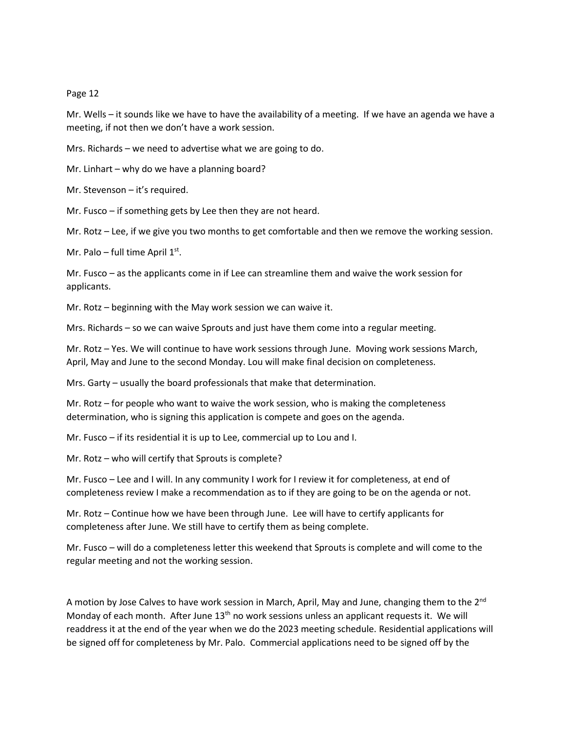Mr. Wells – it sounds like we have to have the availability of a meeting. If we have an agenda we have a meeting, if not then we don't have a work session.

Mrs. Richards – we need to advertise what we are going to do.

Mr. Linhart – why do we have a planning board?

Mr. Stevenson – it's required.

Mr. Fusco – if something gets by Lee then they are not heard.

Mr. Rotz – Lee, if we give you two months to get comfortable and then we remove the working session.

Mr. Palo – full time April 1st.

Mr. Fusco – as the applicants come in if Lee can streamline them and waive the work session for applicants.

Mr. Rotz – beginning with the May work session we can waive it.

Mrs. Richards – so we can waive Sprouts and just have them come into a regular meeting.

Mr. Rotz – Yes. We will continue to have work sessions through June. Moving work sessions March, April, May and June to the second Monday. Lou will make final decision on completeness.

Mrs. Garty – usually the board professionals that make that determination.

Mr. Rotz – for people who want to waive the work session, who is making the completeness determination, who is signing this application is compete and goes on the agenda.

Mr. Fusco – if its residential it is up to Lee, commercial up to Lou and I.

Mr. Rotz – who will certify that Sprouts is complete?

Mr. Fusco – Lee and I will. In any community I work for I review it for completeness, at end of completeness review I make a recommendation as to if they are going to be on the agenda or not.

Mr. Rotz – Continue how we have been through June. Lee will have to certify applicants for completeness after June. We still have to certify them as being complete.

Mr. Fusco – will do a completeness letter this weekend that Sprouts is complete and will come to the regular meeting and not the working session.

A motion by Jose Calves to have work session in March, April, May and June, changing them to the 2nd Monday of each month. After June 13th no work sessions unless an applicant requests it. We will readdress it at the end of the year when we do the 2023 meeting schedule. Residential applications will be signed off for completeness by Mr. Palo. Commercial applications need to be signed off by the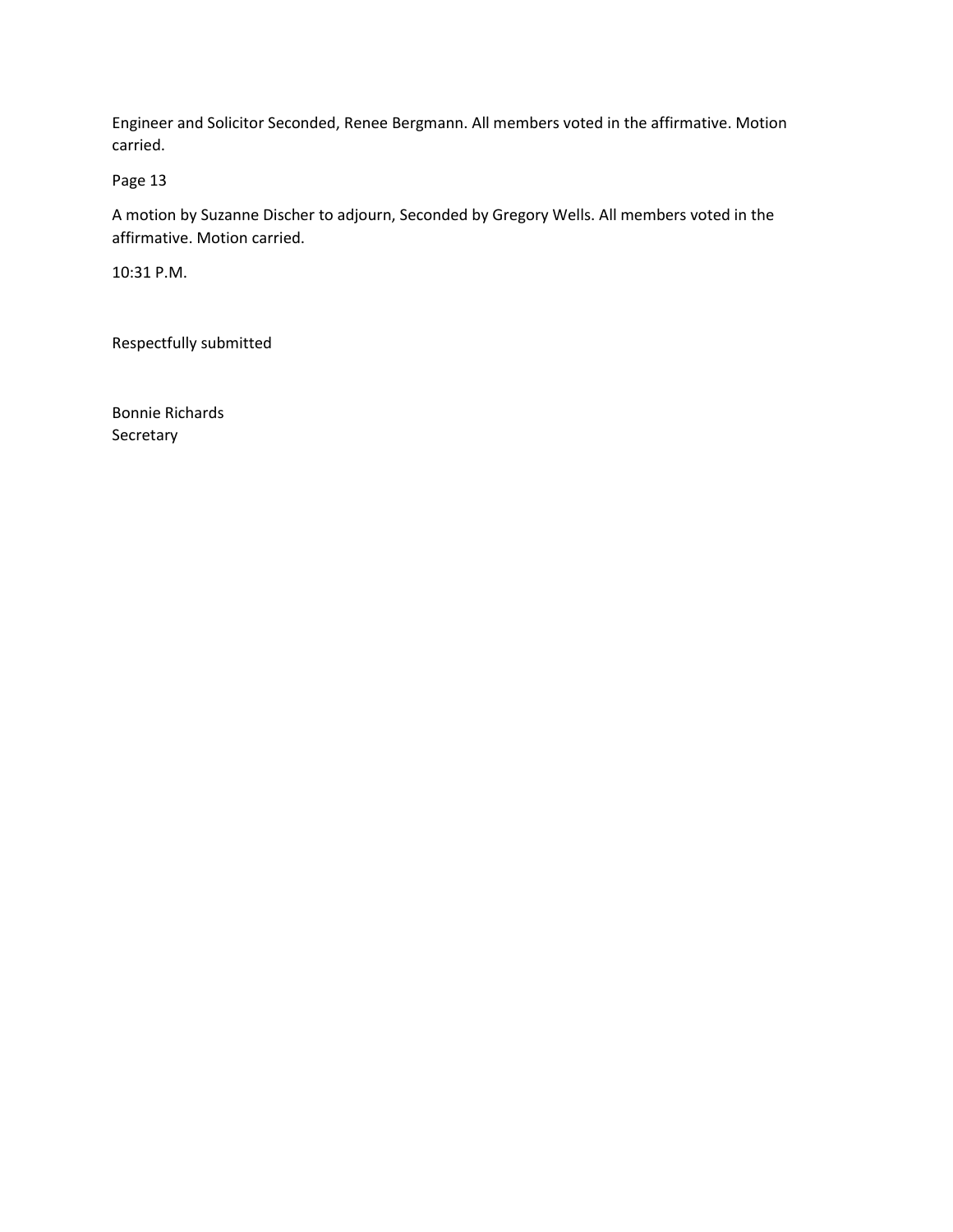Engineer and Solicitor Seconded, Renee Bergmann. All members voted in the affirmative. Motion carried.

A motion by Suzanne Discher to adjourn, Seconded by Gregory Wells. All members voted in the affirmative. Motion carried.

10:31 P.M.

Respectfully submitted

Bonnie Richards
Secretary